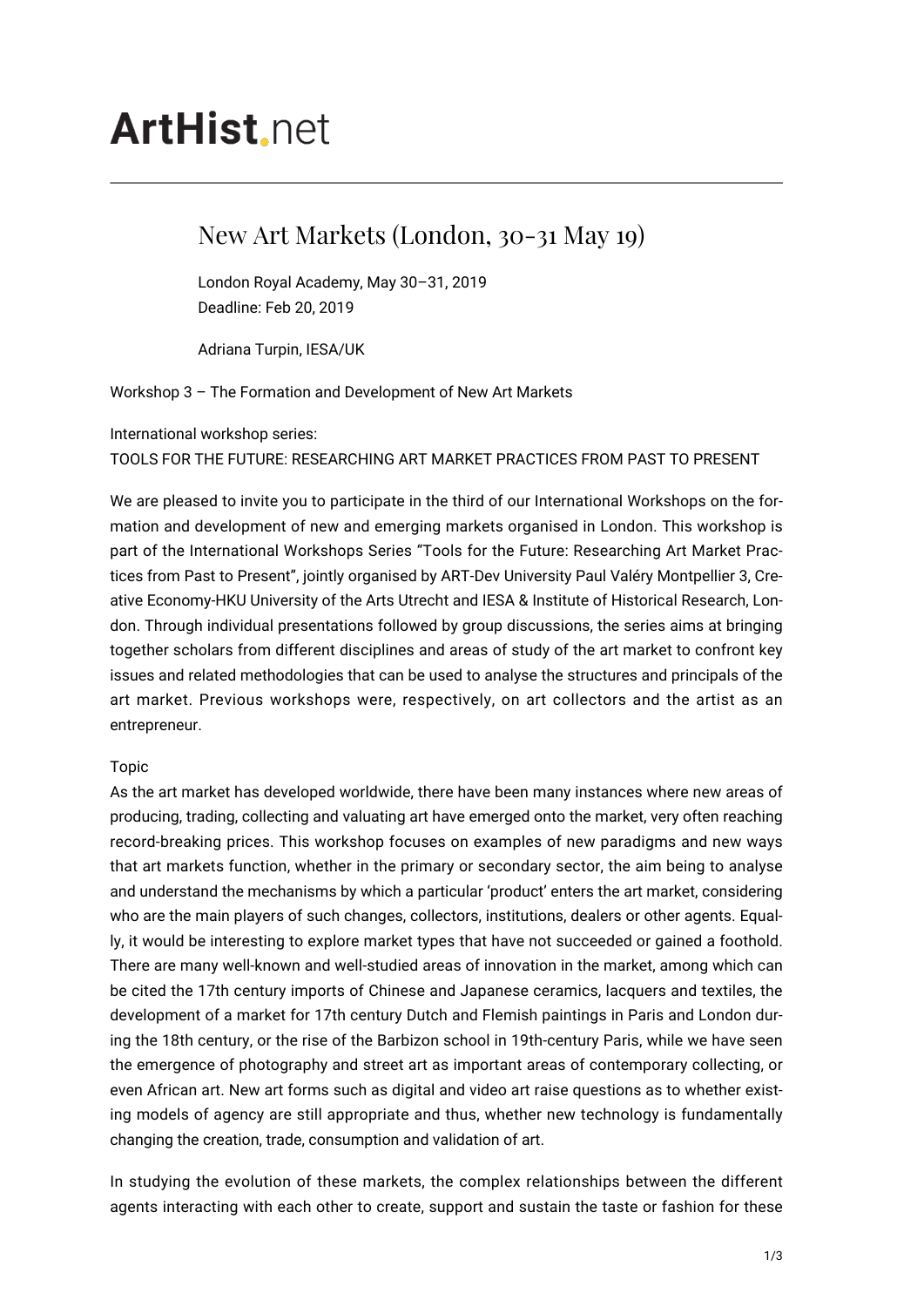# ArtHist.net

## New Art Markets (London, 30-31 May 19)

London Royal Academy, May 30–31, 2019
Deadline: Feb 20, 2019

Adriana Turpin, IESA/UK

Workshop 3 – The Formation and Development of New Art Markets

International workshop series:
TOOLS FOR THE FUTURE: RESEARCHING ART MARKET PRACTICES FROM PAST TO PRESENT

We are pleased to invite you to participate in the third of our International Workshops on the formation and development of new and emerging markets organised in London. This workshop is part of the International Workshops Series "Tools for the Future: Researching Art Market Practices from Past to Present", jointly organised by ART-Dev University Paul Valéry Montpellier 3, Creative Economy-HKU University of the Arts Utrecht and IESA & Institute of Historical Research, London. Through individual presentations followed by group discussions, the series aims at bringing together scholars from different disciplines and areas of study of the art market to confront key issues and related methodologies that can be used to analyse the structures and principals of the art market. Previous workshops were, respectively, on art collectors and the artist as an entrepreneur.

Topic
As the art market has developed worldwide, there have been many instances where new areas of producing, trading, collecting and valuating art have emerged onto the market, very often reaching record-breaking prices. This workshop focuses on examples of new paradigms and new ways that art markets function, whether in the primary or secondary sector, the aim being to analyse and understand the mechanisms by which a particular 'product' enters the art market, considering who are the main players of such changes, collectors, institutions, dealers or other agents. Equally, it would be interesting to explore market types that have not succeeded or gained a foothold. There are many well-known and well-studied areas of innovation in the market, among which can be cited the 17th century imports of Chinese and Japanese ceramics, lacquers and textiles, the development of a market for 17th century Dutch and Flemish paintings in Paris and London during the 18th century, or the rise of the Barbizon school in 19th-century Paris, while we have seen the emergence of photography and street art as important areas of contemporary collecting, or even African art. New art forms such as digital and video art raise questions as to whether existing models of agency are still appropriate and thus, whether new technology is fundamentally changing the creation, trade, consumption and validation of art.

In studying the evolution of these markets, the complex relationships between the different agents interacting with each other to create, support and sustain the taste or fashion for these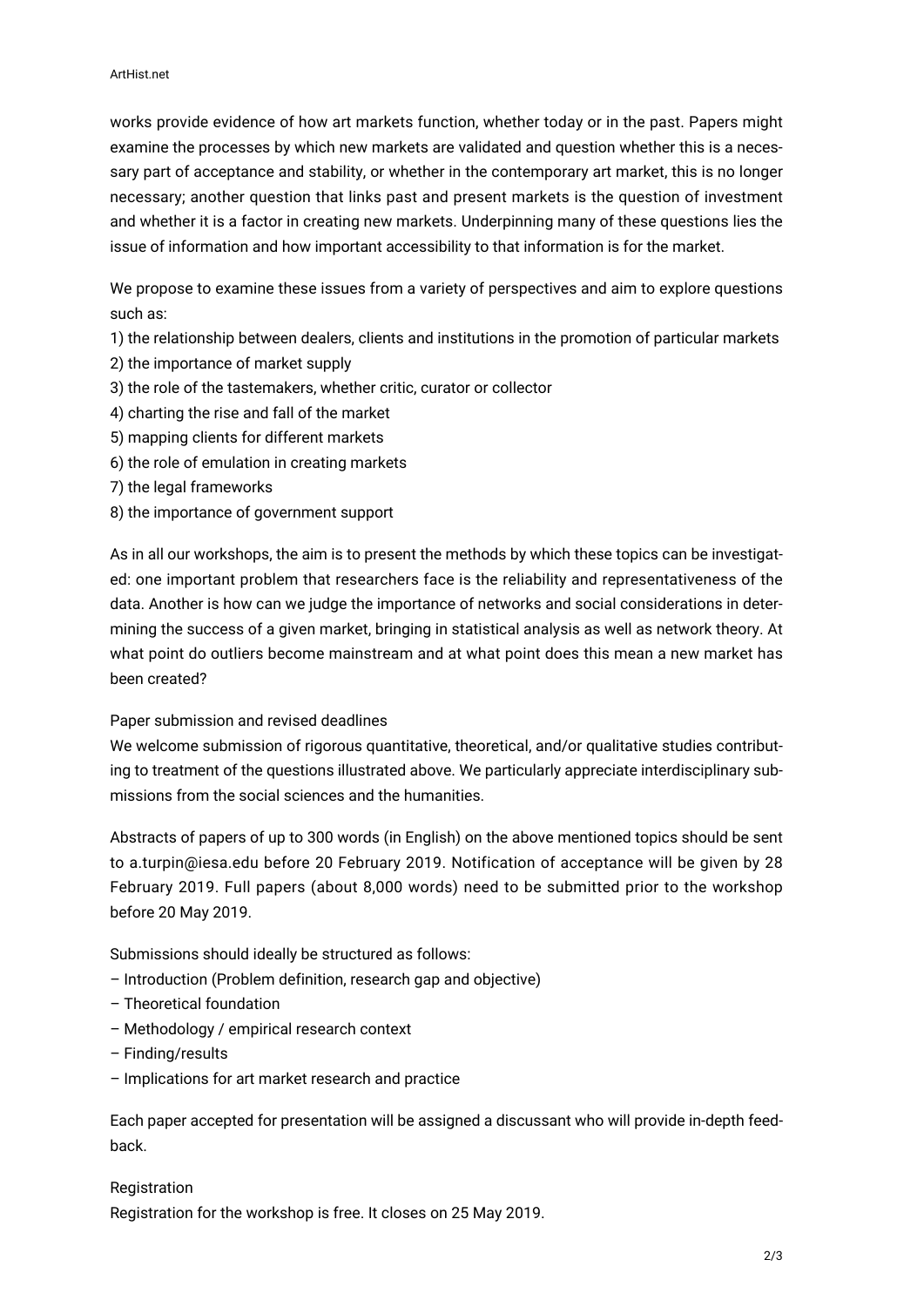works provide evidence of how art markets function, whether today or in the past. Papers might examine the processes by which new markets are validated and question whether this is a necessary part of acceptance and stability, or whether in the contemporary art market, this is no longer necessary; another question that links past and present markets is the question of investment and whether it is a factor in creating new markets. Underpinning many of these questions lies the issue of information and how important accessibility to that information is for the market.

We propose to examine these issues from a variety of perspectives and aim to explore questions such as:

1) the relationship between dealers, clients and institutions in the promotion of particular markets
2) the importance of market supply
3) the role of the tastemakers, whether critic, curator or collector
4) charting the rise and fall of the market
5) mapping clients for different markets
6) the role of emulation in creating markets
7) the legal frameworks
8) the importance of government support

As in all our workshops, the aim is to present the methods by which these topics can be investigated: one important problem that researchers face is the reliability and representativeness of the data. Another is how can we judge the importance of networks and social considerations in determining the success of a given market, bringing in statistical analysis as well as network theory. At what point do outliers become mainstream and at what point does this mean a new market has been created?

Paper submission and revised deadlines

We welcome submission of rigorous quantitative, theoretical, and/or qualitative studies contributing to treatment of the questions illustrated above. We particularly appreciate interdisciplinary submissions from the social sciences and the humanities.

Abstracts of papers of up to 300 words (in English) on the above mentioned topics should be sent to a.turpin@iesa.edu before 20 February 2019. Notification of acceptance will be given by 28 February 2019. Full papers (about 8,000 words) need to be submitted prior to the workshop before 20 May 2019.

Submissions should ideally be structured as follows:

– Introduction (Problem definition, research gap and objective)
– Theoretical foundation
– Methodology / empirical research context
– Finding/results
– Implications for art market research and practice

Each paper accepted for presentation will be assigned a discussant who will provide in-depth feedback.

Registration

Registration for the workshop is free. It closes on 25 May 2019.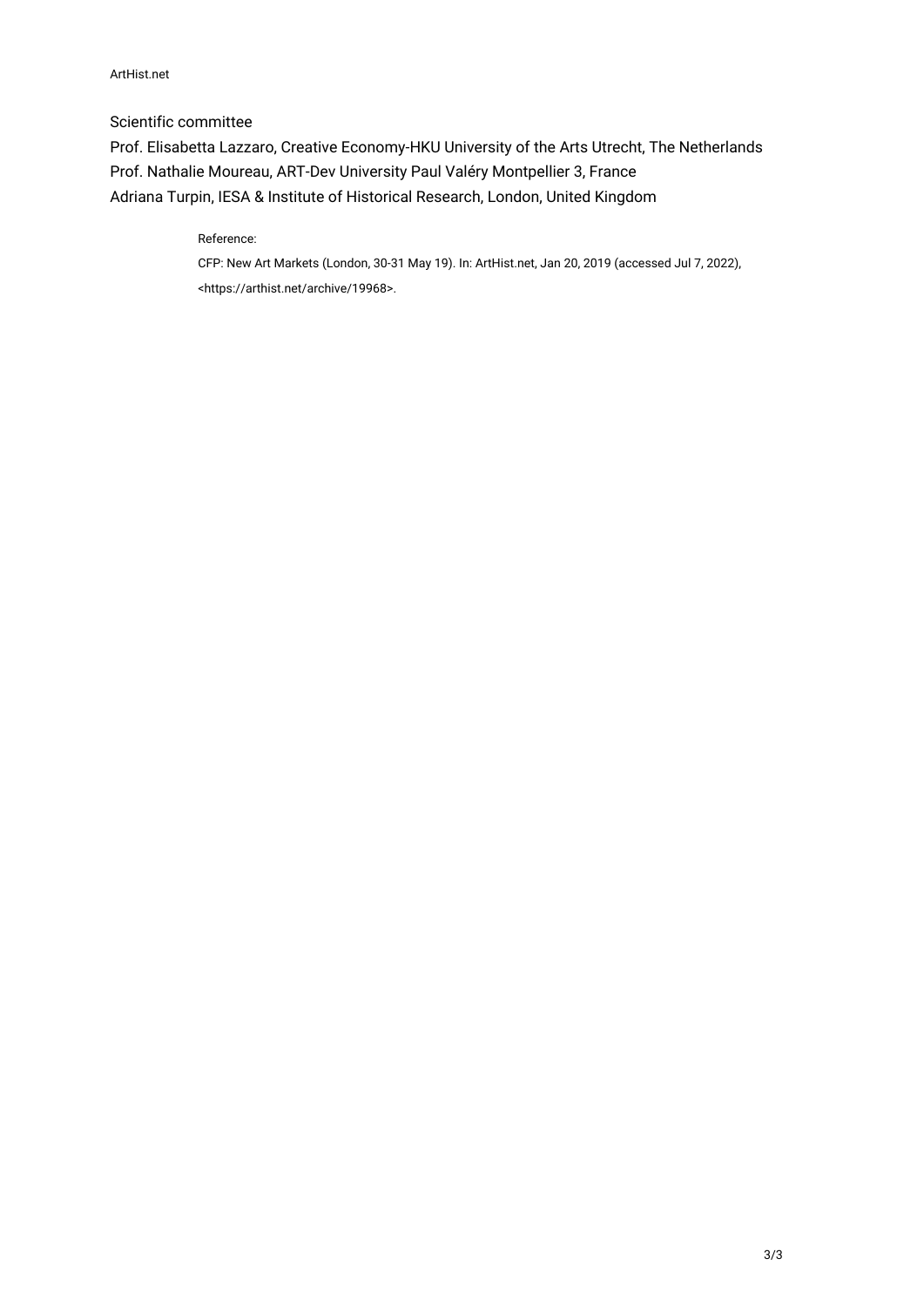Scientific committee

Prof. Elisabetta Lazzaro, Creative Economy-HKU University of the Arts Utrecht, The Netherlands
Prof. Nathalie Moureau, ART-Dev University Paul Valéry Montpellier 3, France
Adriana Turpin, IESA & Institute of Historical Research, London, United Kingdom

Reference:

CFP: New Art Markets (London, 30-31 May 19). In: ArtHist.net, Jan 20, 2019 (accessed Jul 7, 2022), <https://arthist.net/archive/19968>.